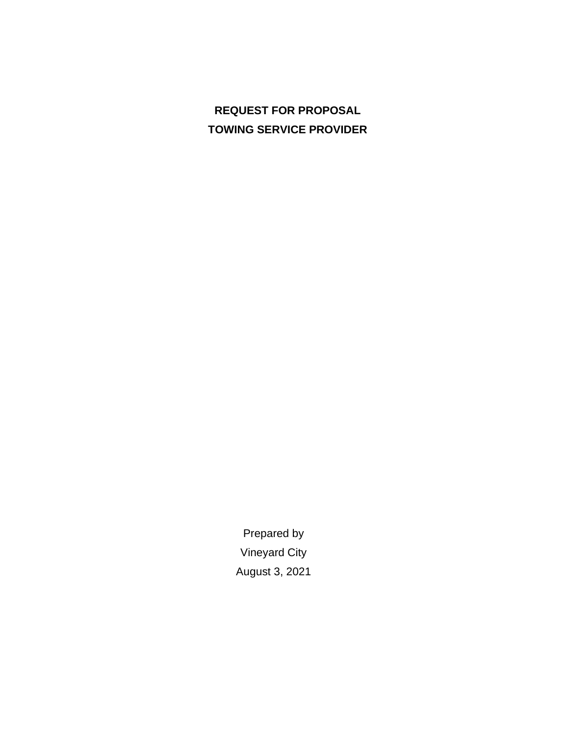# REQUEST FOR PROPOSAL

# TOWING SERVICE PROVIDER

Prepared by

Vineyard City

August 3, 2021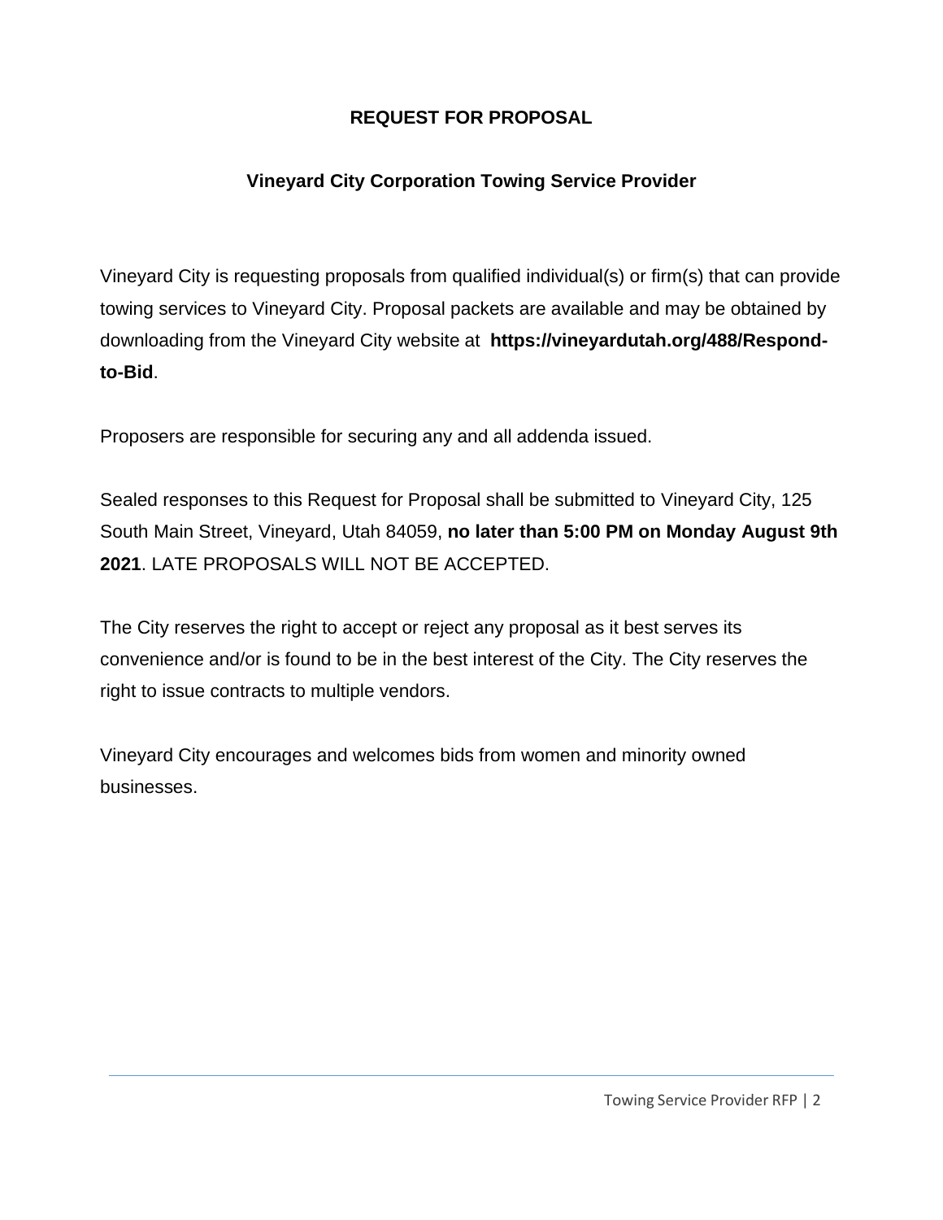# REQUEST FOR PROPOSAL

## Vineyard City Corporation Towing Service Provider

Vineyard City is requesting proposals from qualified individual(s) or firm(s) that can provide towing services to Vineyard City. Proposal packets are available and may be obtained by downloading from the Vineyard City website at **https://vineyardutah.org/488/Respond-to-Bid**.

Proposers are responsible for securing any and all addenda issued.

Sealed responses to this Request for Proposal shall be submitted to Vineyard City, 125 South Main Street, Vineyard, Utah 84059, **no later than 5:00 PM on Monday August 9th 2021**. LATE PROPOSALS WILL NOT BE ACCEPTED.

The City reserves the right to accept or reject any proposal as it best serves its convenience and/or is found to be in the best interest of the City. The City reserves the right to issue contracts to multiple vendors.

Vineyard City encourages and welcomes bids from women and minority owned businesses.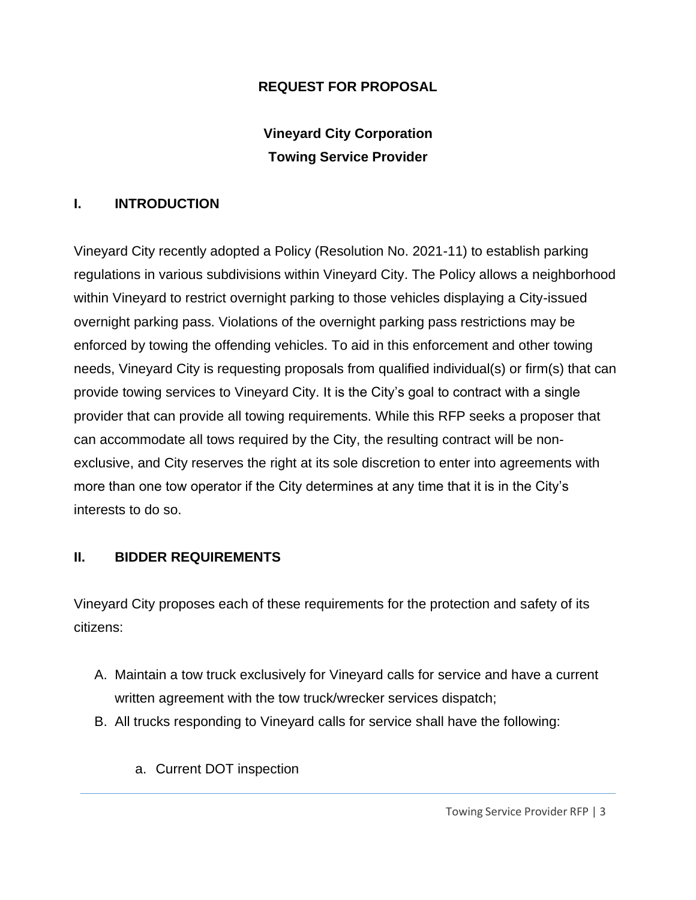**REQUEST FOR PROPOSAL**

**Vineyard City Corporation**
**Towing Service Provider**

## I. INTRODUCTION

Vineyard City recently adopted a Policy (Resolution No. 2021-11) to establish parking regulations in various subdivisions within Vineyard City. The Policy allows a neighborhood within Vineyard to restrict overnight parking to those vehicles displaying a City-issued overnight parking pass. Violations of the overnight parking pass restrictions may be enforced by towing the offending vehicles. To aid in this enforcement and other towing needs, Vineyard City is requesting proposals from qualified individual(s) or firm(s) that can provide towing services to Vineyard City. It is the City's goal to contract with a single provider that can provide all towing requirements. While this RFP seeks a proposer that can accommodate all tows required by the City, the resulting contract will be non-exclusive, and City reserves the right at its sole discretion to enter into agreements with more than one tow operator if the City determines at any time that it is in the City's interests to do so.

## II. BIDDER REQUIREMENTS

Vineyard City proposes each of these requirements for the protection and safety of its citizens:

A. Maintain a tow truck exclusively for Vineyard calls for service and have a current written agreement with the tow truck/wrecker services dispatch;
B. All trucks responding to Vineyard calls for service shall have the following:
    a. Current DOT inspection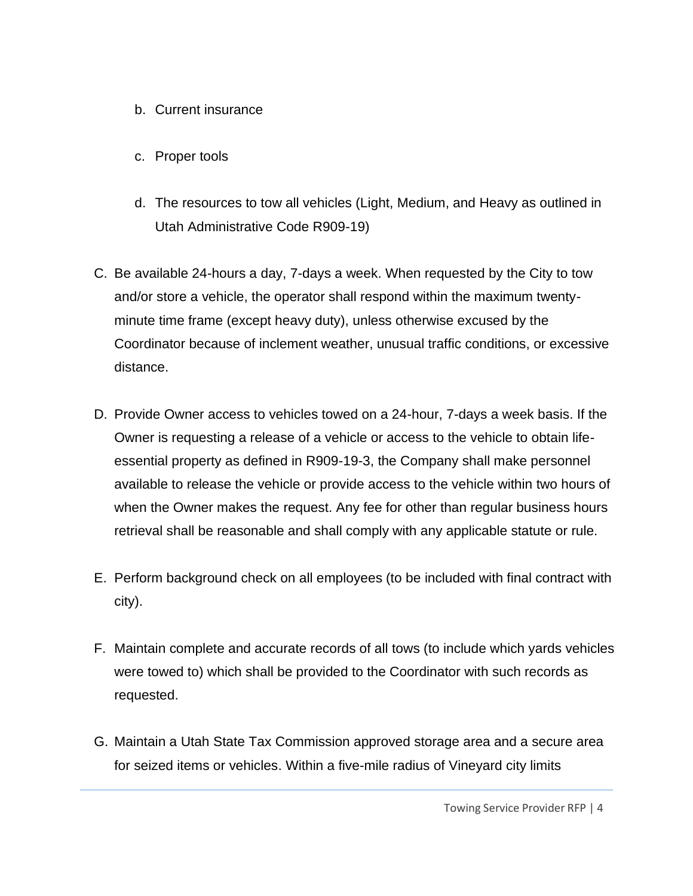b. Current insurance

c. Proper tools

d. The resources to tow all vehicles (Light, Medium, and Heavy as outlined in Utah Administrative Code R909-19)

C. Be available 24-hours a day, 7-days a week. When requested by the City to tow and/or store a vehicle, the operator shall respond within the maximum twenty-minute time frame (except heavy duty), unless otherwise excused by the Coordinator because of inclement weather, unusual traffic conditions, or excessive distance.

D. Provide Owner access to vehicles towed on a 24-hour, 7-days a week basis. If the Owner is requesting a release of a vehicle or access to the vehicle to obtain life-essential property as defined in R909-19-3, the Company shall make personnel available to release the vehicle or provide access to the vehicle within two hours of when the Owner makes the request. Any fee for other than regular business hours retrieval shall be reasonable and shall comply with any applicable statute or rule.

E. Perform background check on all employees (to be included with final contract with city).

F. Maintain complete and accurate records of all tows (to include which yards vehicles were towed to) which shall be provided to the Coordinator with such records as requested.

G. Maintain a Utah State Tax Commission approved storage area and a secure area for seized items or vehicles. Within a five-mile radius of Vineyard city limits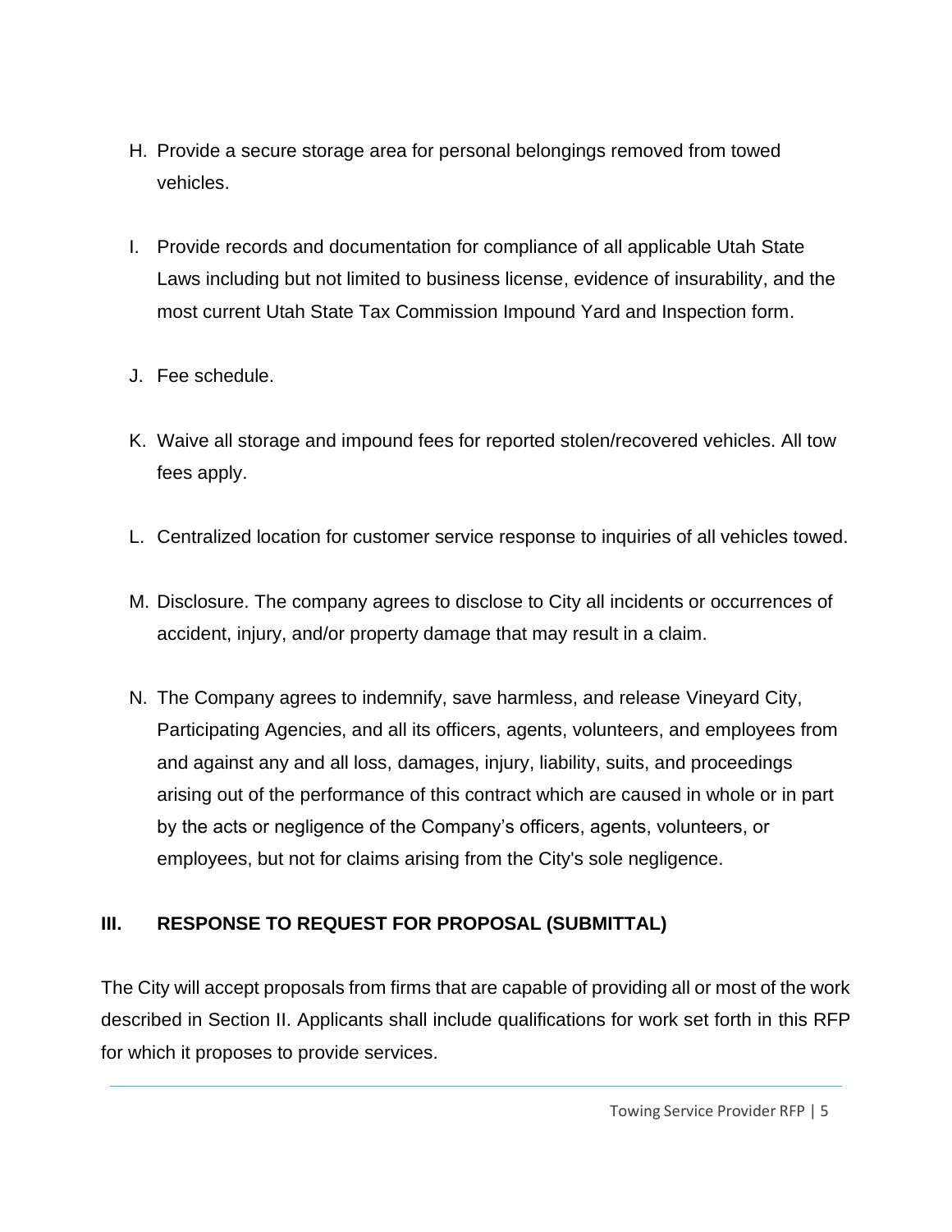H. Provide a secure storage area for personal belongings removed from towed vehicles.

I. Provide records and documentation for compliance of all applicable Utah State Laws including but not limited to business license, evidence of insurability, and the most current Utah State Tax Commission Impound Yard and Inspection form.

J. Fee schedule.

K. Waive all storage and impound fees for reported stolen/recovered vehicles. All tow fees apply.

L. Centralized location for customer service response to inquiries of all vehicles towed.

M. Disclosure. The company agrees to disclose to City all incidents or occurrences of accident, injury, and/or property damage that may result in a claim.

N. The Company agrees to indemnify, save harmless, and release Vineyard City, Participating Agencies, and all its officers, agents, volunteers, and employees from and against any and all loss, damages, injury, liability, suits, and proceedings arising out of the performance of this contract which are caused in whole or in part by the acts or negligence of the Company's officers, agents, volunteers, or employees, but not for claims arising from the City's sole negligence.

## III. RESPONSE TO REQUEST FOR PROPOSAL (SUBMITTAL)

The City will accept proposals from firms that are capable of providing all or most of the work described in Section II. Applicants shall include qualifications for work set forth in this RFP for which it proposes to provide services.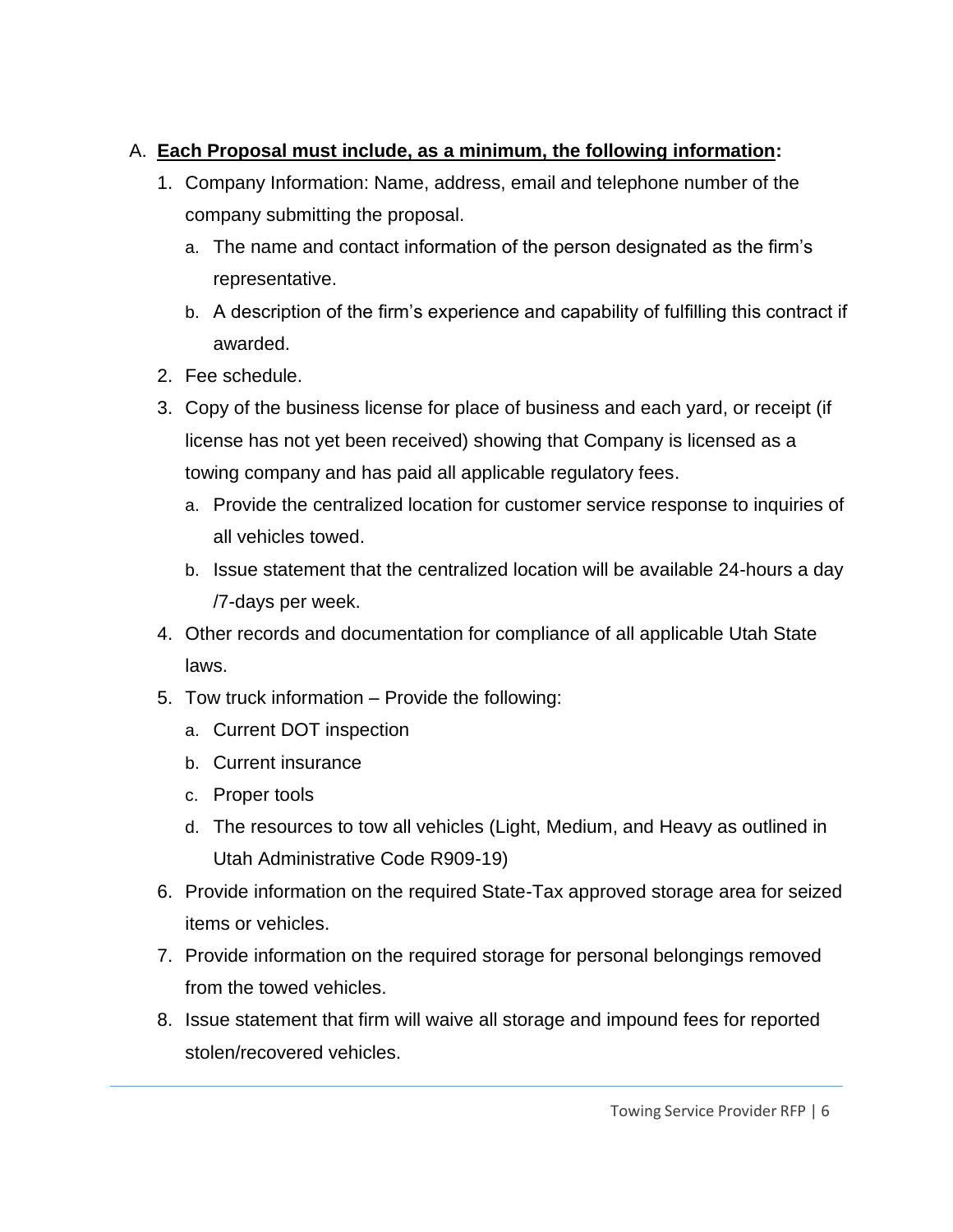A. **<u>Each Proposal must include, as a minimum, the following information</u>:**

1. Company Information: Name, address, email and telephone number of the company submitting the proposal.
   a. The name and contact information of the person designated as the firm's representative.
   b. A description of the firm's experience and capability of fulfilling this contract if awarded.
2. Fee schedule.
3. Copy of the business license for place of business and each yard, or receipt (if license has not yet been received) showing that Company is licensed as a towing company and has paid all applicable regulatory fees.
   a. Provide the centralized location for customer service response to inquiries of all vehicles towed.
   b. Issue statement that the centralized location will be available 24-hours a day /7-days per week.
4. Other records and documentation for compliance of all applicable Utah State laws.
5. Tow truck information – Provide the following:
   a. Current DOT inspection
   b. Current insurance
   c. Proper tools
   d. The resources to tow all vehicles (Light, Medium, and Heavy as outlined in Utah Administrative Code R909-19)
6. Provide information on the required State-Tax approved storage area for seized items or vehicles.
7. Provide information on the required storage for personal belongings removed from the towed vehicles.
8. Issue statement that firm will waive all storage and impound fees for reported stolen/recovered vehicles.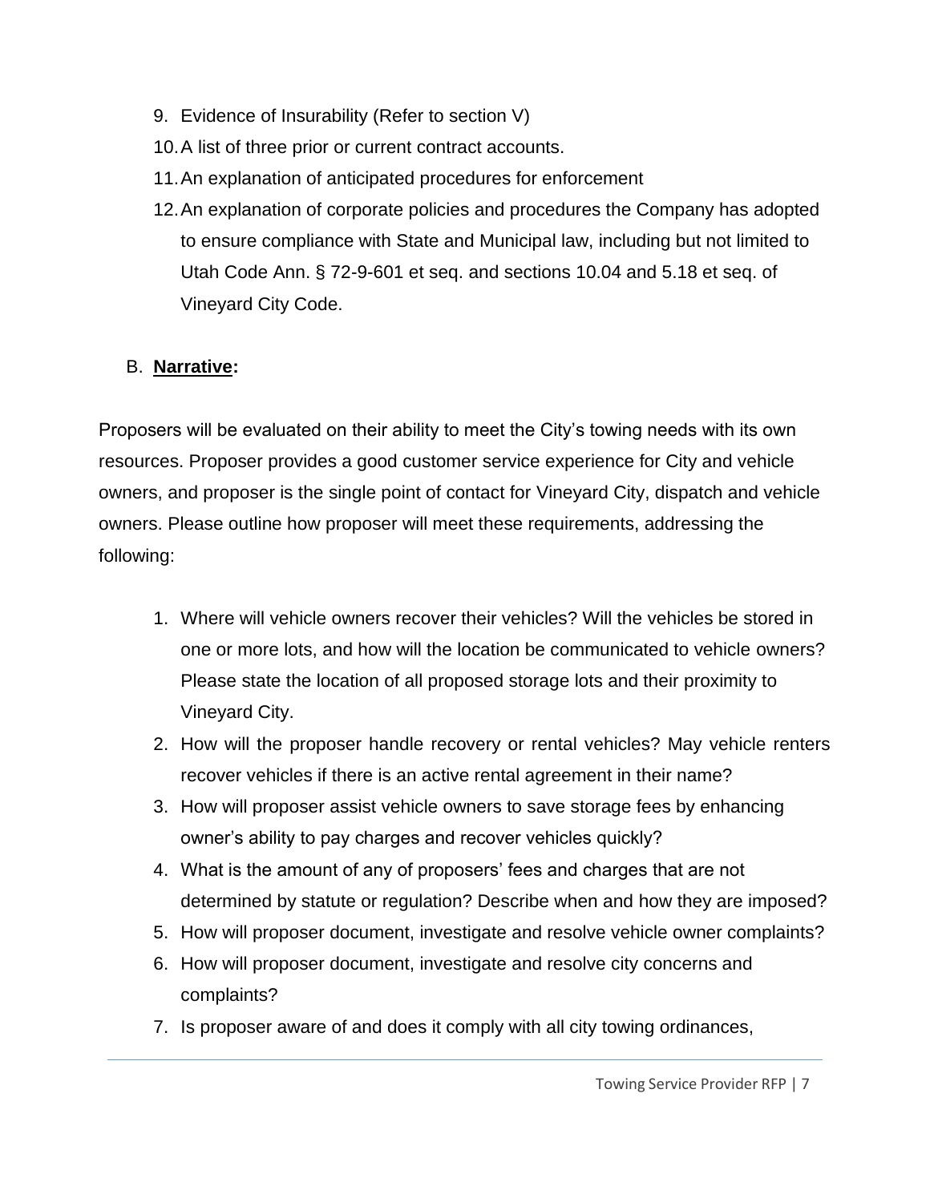9. Evidence of Insurability (Refer to section V)
10. A list of three prior or current contract accounts.
11. An explanation of anticipated procedures for enforcement
12. An explanation of corporate policies and procedures the Company has adopted to ensure compliance with State and Municipal law, including but not limited to Utah Code Ann. § 72-9-601 et seq. and sections 10.04 and 5.18 et seq. of Vineyard City Code.

B. **Narrative:**

Proposers will be evaluated on their ability to meet the City's towing needs with its own resources. Proposer provides a good customer service experience for City and vehicle owners, and proposer is the single point of contact for Vineyard City, dispatch and vehicle owners. Please outline how proposer will meet these requirements, addressing the following:

1. Where will vehicle owners recover their vehicles? Will the vehicles be stored in one or more lots, and how will the location be communicated to vehicle owners? Please state the location of all proposed storage lots and their proximity to Vineyard City.
2. How will the proposer handle recovery or rental vehicles? May vehicle renters recover vehicles if there is an active rental agreement in their name?
3. How will proposer assist vehicle owners to save storage fees by enhancing owner's ability to pay charges and recover vehicles quickly?
4. What is the amount of any of proposers' fees and charges that are not determined by statute or regulation? Describe when and how they are imposed?
5. How will proposer document, investigate and resolve vehicle owner complaints?
6. How will proposer document, investigate and resolve city concerns and complaints?
7. Is proposer aware of and does it comply with all city towing ordinances,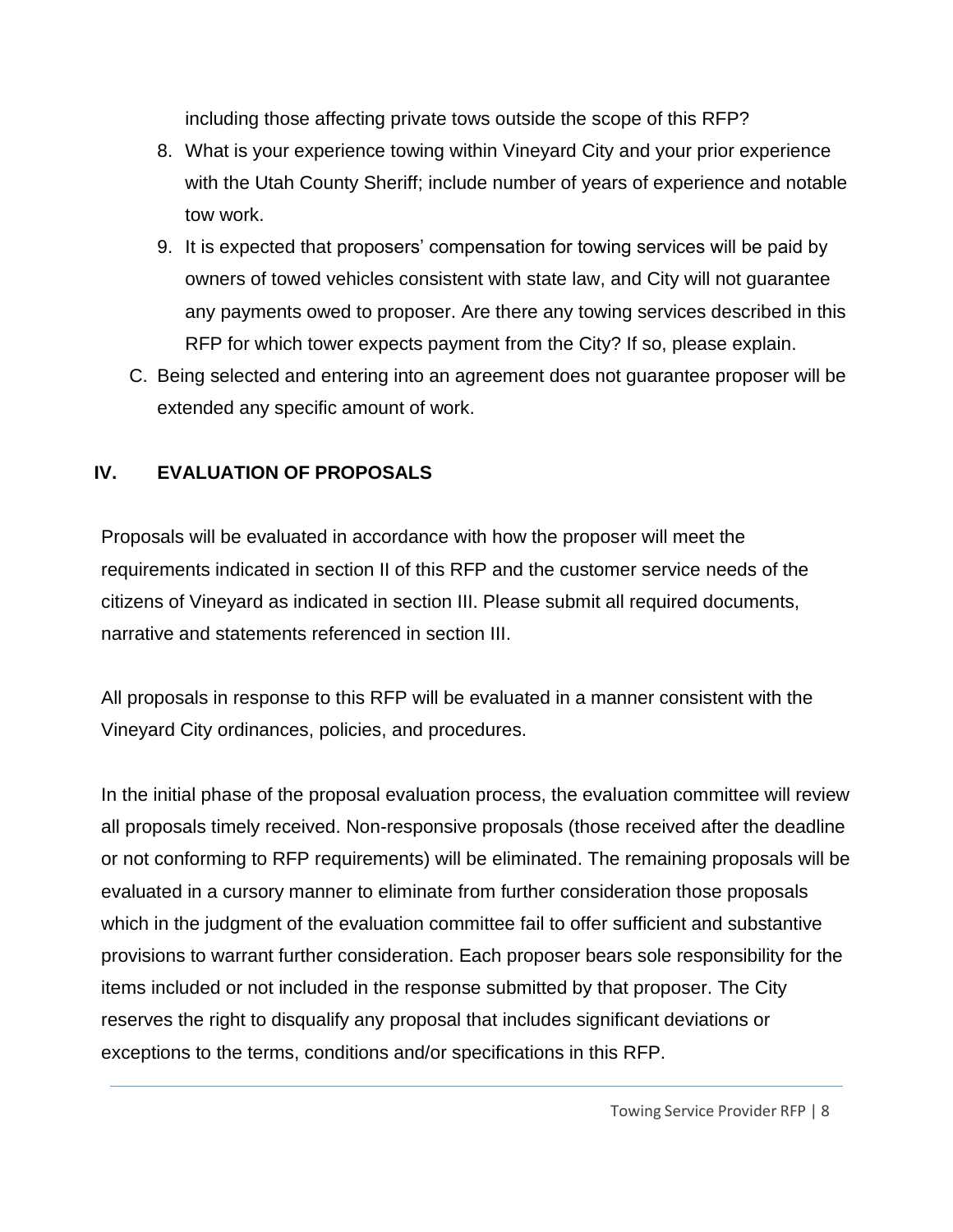including those affecting private tows outside the scope of this RFP?

8. What is your experience towing within Vineyard City and your prior experience with the Utah County Sheriff; include number of years of experience and notable tow work.
9. It is expected that proposers' compensation for towing services will be paid by owners of towed vehicles consistent with state law, and City will not guarantee any payments owed to proposer. Are there any towing services described in this RFP for which tower expects payment from the City? If so, please explain.

C. Being selected and entering into an agreement does not guarantee proposer will be extended any specific amount of work.

## IV. EVALUATION OF PROPOSALS

Proposals will be evaluated in accordance with how the proposer will meet the requirements indicated in section II of this RFP and the customer service needs of the citizens of Vineyard as indicated in section III. Please submit all required documents, narrative and statements referenced in section III.

All proposals in response to this RFP will be evaluated in a manner consistent with the Vineyard City ordinances, policies, and procedures.

In the initial phase of the proposal evaluation process, the evaluation committee will review all proposals timely received. Non-responsive proposals (those received after the deadline or not conforming to RFP requirements) will be eliminated. The remaining proposals will be evaluated in a cursory manner to eliminate from further consideration those proposals which in the judgment of the evaluation committee fail to offer sufficient and substantive provisions to warrant further consideration. Each proposer bears sole responsibility for the items included or not included in the response submitted by that proposer. The City reserves the right to disqualify any proposal that includes significant deviations or exceptions to the terms, conditions and/or specifications in this RFP.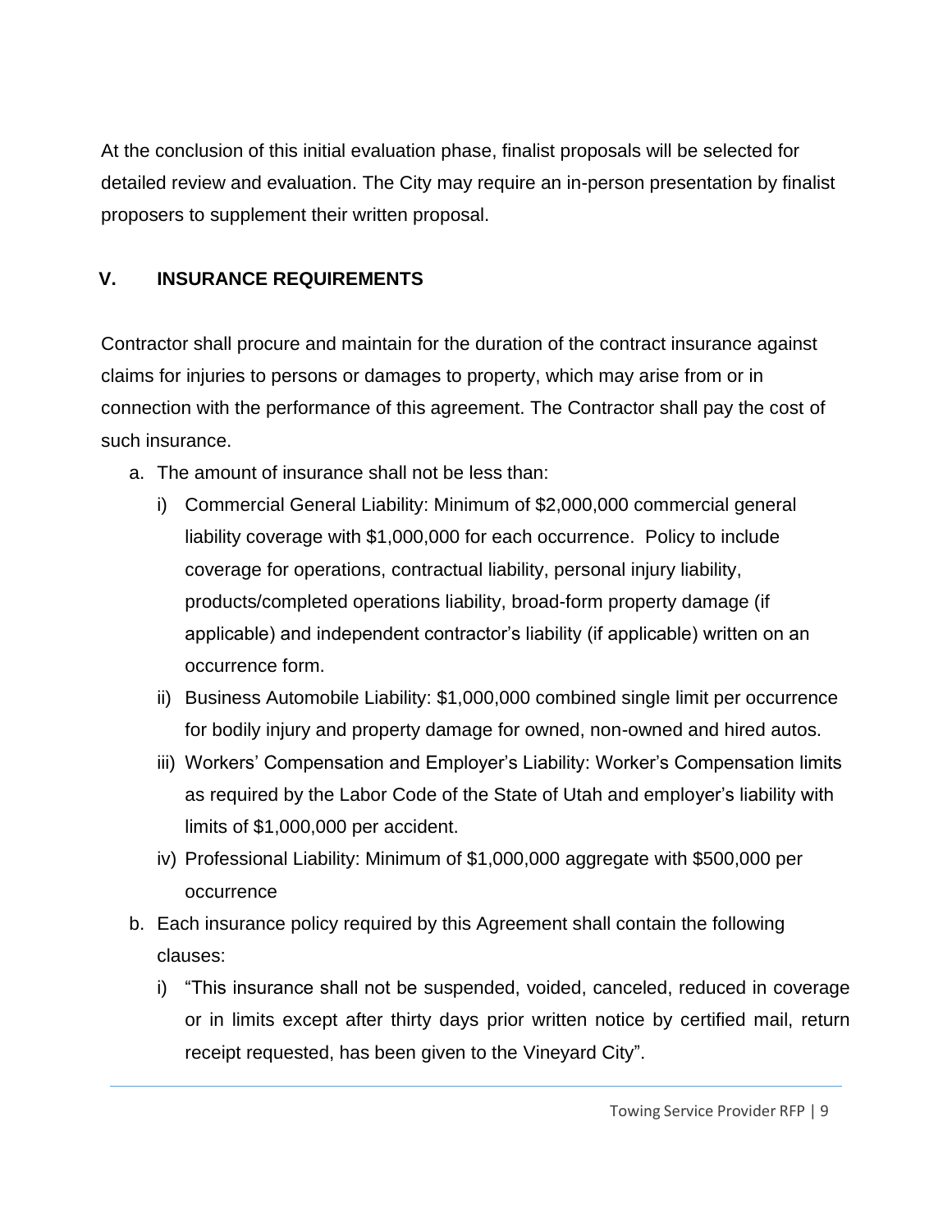At the conclusion of this initial evaluation phase, finalist proposals will be selected for detailed review and evaluation. The City may require an in-person presentation by finalist proposers to supplement their written proposal.

## V. INSURANCE REQUIREMENTS

Contractor shall procure and maintain for the duration of the contract insurance against claims for injuries to persons or damages to property, which may arise from or in connection with the performance of this agreement. The Contractor shall pay the cost of such insurance.

a. The amount of insurance shall not be less than:
   i) Commercial General Liability: Minimum of $2,000,000 commercial general liability coverage with $1,000,000 for each occurrence. Policy to include coverage for operations, contractual liability, personal injury liability, products/completed operations liability, broad-form property damage (if applicable) and independent contractor's liability (if applicable) written on an occurrence form.
   ii) Business Automobile Liability: $1,000,000 combined single limit per occurrence for bodily injury and property damage for owned, non-owned and hired autos.
   iii) Workers' Compensation and Employer's Liability: Worker's Compensation limits as required by the Labor Code of the State of Utah and employer's liability with limits of $1,000,000 per accident.
   iv) Professional Liability: Minimum of $1,000,000 aggregate with $500,000 per occurrence
b. Each insurance policy required by this Agreement shall contain the following clauses:
   i) "This insurance shall not be suspended, voided, canceled, reduced in coverage or in limits except after thirty days prior written notice by certified mail, return receipt requested, has been given to the Vineyard City".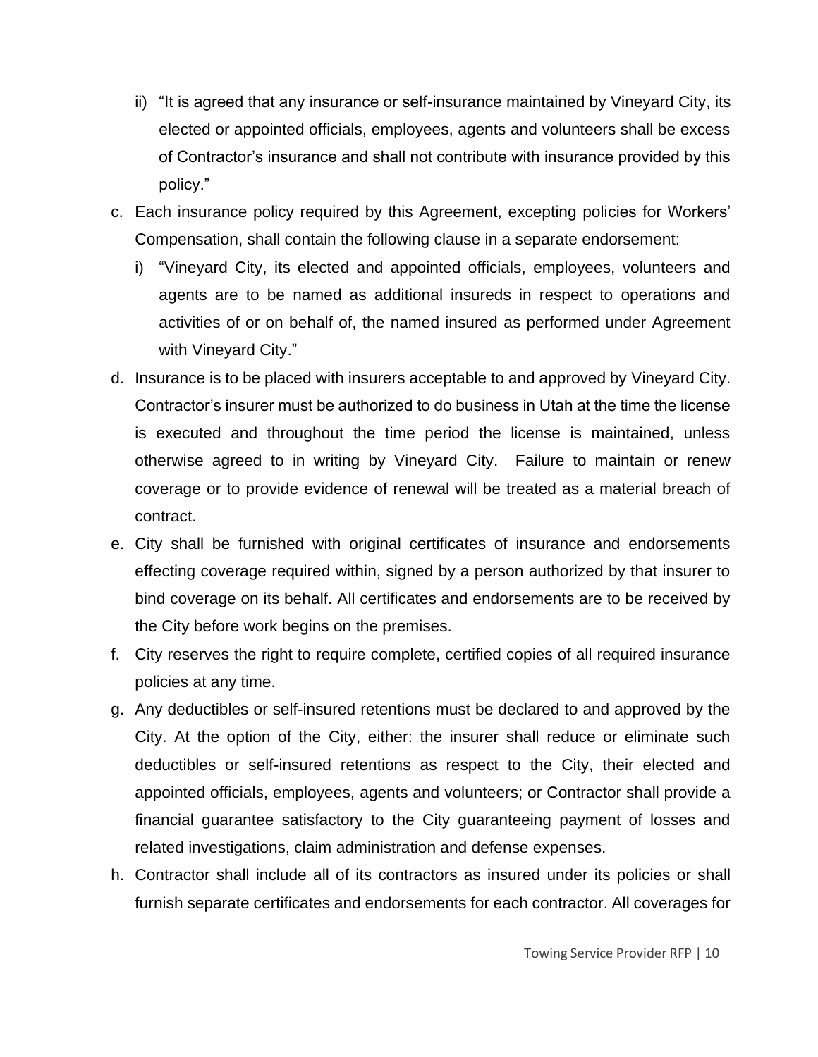ii) "It is agreed that any insurance or self-insurance maintained by Vineyard City, its elected or appointed officials, employees, agents and volunteers shall be excess of Contractor's insurance and shall not contribute with insurance provided by this policy."

c. Each insurance policy required by this Agreement, excepting policies for Workers' Compensation, shall contain the following clause in a separate endorsement:

   i) "Vineyard City, its elected and appointed officials, employees, volunteers and agents are to be named as additional insureds in respect to operations and activities of or on behalf of, the named insured as performed under Agreement with Vineyard City."

d. Insurance is to be placed with insurers acceptable to and approved by Vineyard City. Contractor's insurer must be authorized to do business in Utah at the time the license is executed and throughout the time period the license is maintained, unless otherwise agreed to in writing by Vineyard City. Failure to maintain or renew coverage or to provide evidence of renewal will be treated as a material breach of contract.

e. City shall be furnished with original certificates of insurance and endorsements effecting coverage required within, signed by a person authorized by that insurer to bind coverage on its behalf. All certificates and endorsements are to be received by the City before work begins on the premises.

f. City reserves the right to require complete, certified copies of all required insurance policies at any time.

g. Any deductibles or self-insured retentions must be declared to and approved by the City. At the option of the City, either: the insurer shall reduce or eliminate such deductibles or self-insured retentions as respect to the City, their elected and appointed officials, employees, agents and volunteers; or Contractor shall provide a financial guarantee satisfactory to the City guaranteeing payment of losses and related investigations, claim administration and defense expenses.

h. Contractor shall include all of its contractors as insured under its policies or shall furnish separate certificates and endorsements for each contractor. All coverages for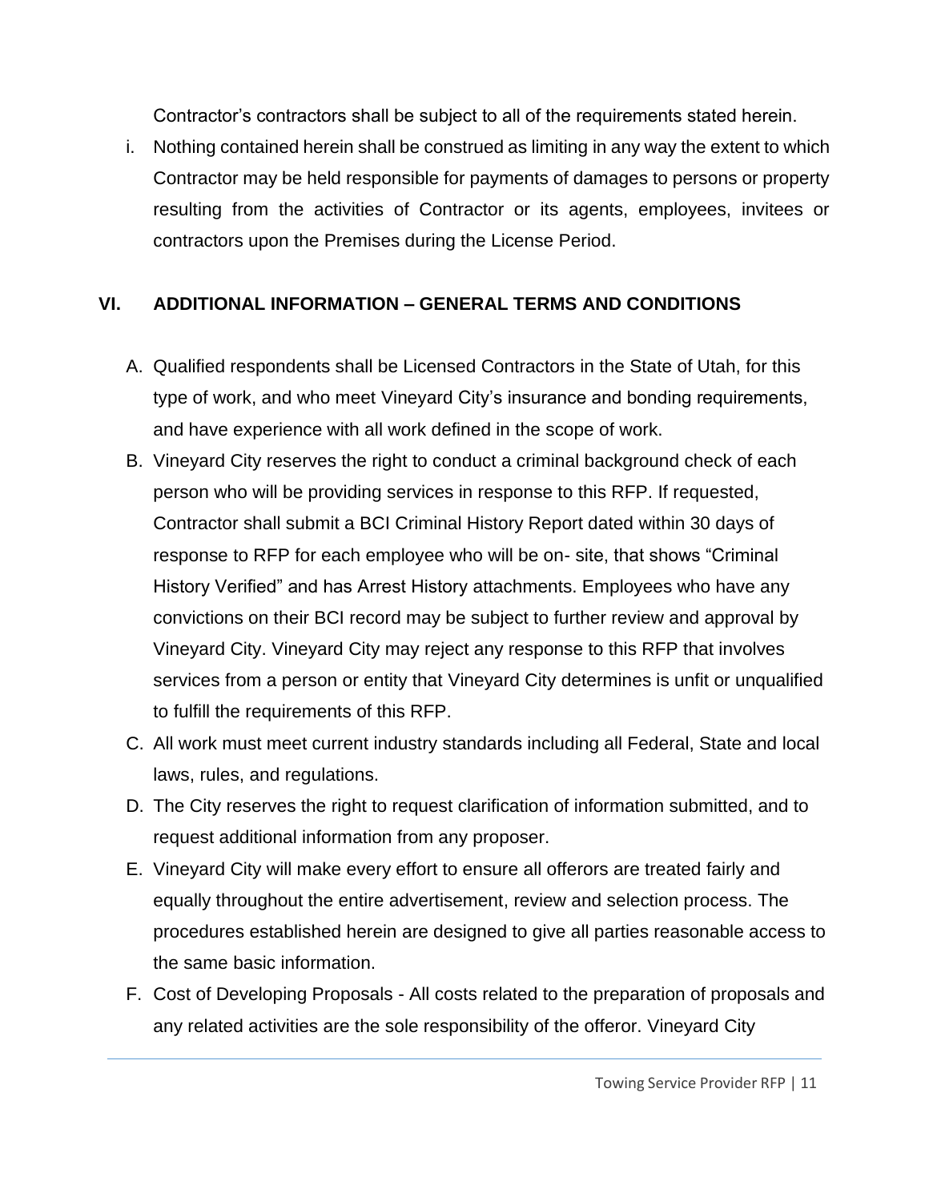Contractor's contractors shall be subject to all of the requirements stated herein.

i. Nothing contained herein shall be construed as limiting in any way the extent to which Contractor may be held responsible for payments of damages to persons or property resulting from the activities of Contractor or its agents, employees, invitees or contractors upon the Premises during the License Period.

## VI. ADDITIONAL INFORMATION – GENERAL TERMS AND CONDITIONS

A. Qualified respondents shall be Licensed Contractors in the State of Utah, for this type of work, and who meet Vineyard City's insurance and bonding requirements, and have experience with all work defined in the scope of work.

B. Vineyard City reserves the right to conduct a criminal background check of each person who will be providing services in response to this RFP. If requested, Contractor shall submit a BCI Criminal History Report dated within 30 days of response to RFP for each employee who will be on- site, that shows "Criminal History Verified" and has Arrest History attachments. Employees who have any convictions on their BCI record may be subject to further review and approval by Vineyard City. Vineyard City may reject any response to this RFP that involves services from a person or entity that Vineyard City determines is unfit or unqualified to fulfill the requirements of this RFP.

C. All work must meet current industry standards including all Federal, State and local laws, rules, and regulations.

D. The City reserves the right to request clarification of information submitted, and to request additional information from any proposer.

E. Vineyard City will make every effort to ensure all offerors are treated fairly and equally throughout the entire advertisement, review and selection process. The procedures established herein are designed to give all parties reasonable access to the same basic information.

F. Cost of Developing Proposals - All costs related to the preparation of proposals and any related activities are the sole responsibility of the offeror. Vineyard City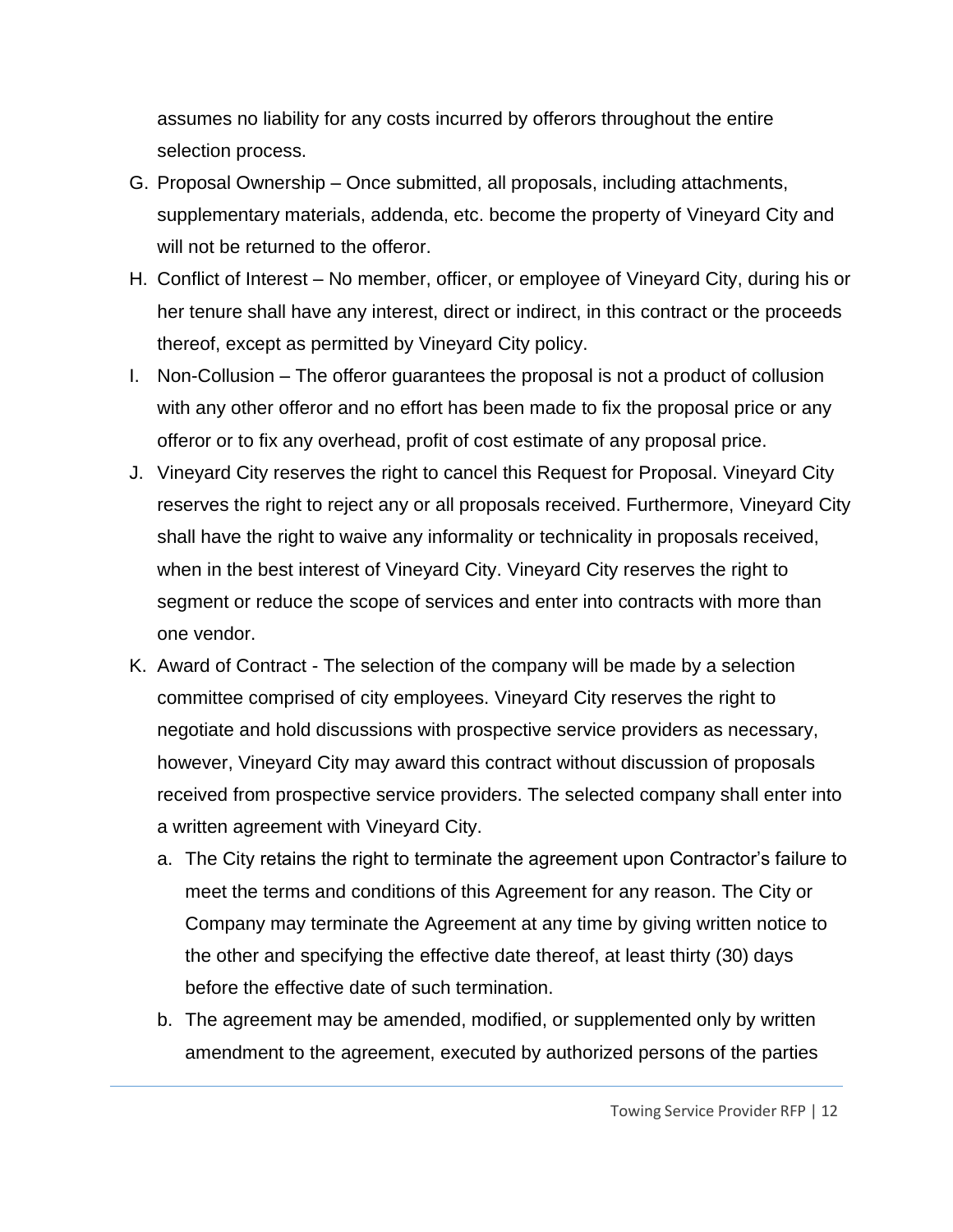assumes no liability for any costs incurred by offerors throughout the entire selection process.

G. Proposal Ownership – Once submitted, all proposals, including attachments, supplementary materials, addenda, etc. become the property of Vineyard City and will not be returned to the offeror.
H. Conflict of Interest – No member, officer, or employee of Vineyard City, during his or her tenure shall have any interest, direct or indirect, in this contract or the proceeds thereof, except as permitted by Vineyard City policy.
I. Non-Collusion – The offeror guarantees the proposal is not a product of collusion with any other offeror and no effort has been made to fix the proposal price or any offeror or to fix any overhead, profit of cost estimate of any proposal price.
J. Vineyard City reserves the right to cancel this Request for Proposal. Vineyard City reserves the right to reject any or all proposals received. Furthermore, Vineyard City shall have the right to waive any informality or technicality in proposals received, when in the best interest of Vineyard City. Vineyard City reserves the right to segment or reduce the scope of services and enter into contracts with more than one vendor.
K. Award of Contract - The selection of the company will be made by a selection committee comprised of city employees. Vineyard City reserves the right to negotiate and hold discussions with prospective service providers as necessary, however, Vineyard City may award this contract without discussion of proposals received from prospective service providers. The selected company shall enter into a written agreement with Vineyard City.
    a. The City retains the right to terminate the agreement upon Contractor's failure to meet the terms and conditions of this Agreement for any reason. The City or Company may terminate the Agreement at any time by giving written notice to the other and specifying the effective date thereof, at least thirty (30) days before the effective date of such termination.
    b. The agreement may be amended, modified, or supplemented only by written amendment to the agreement, executed by authorized persons of the parties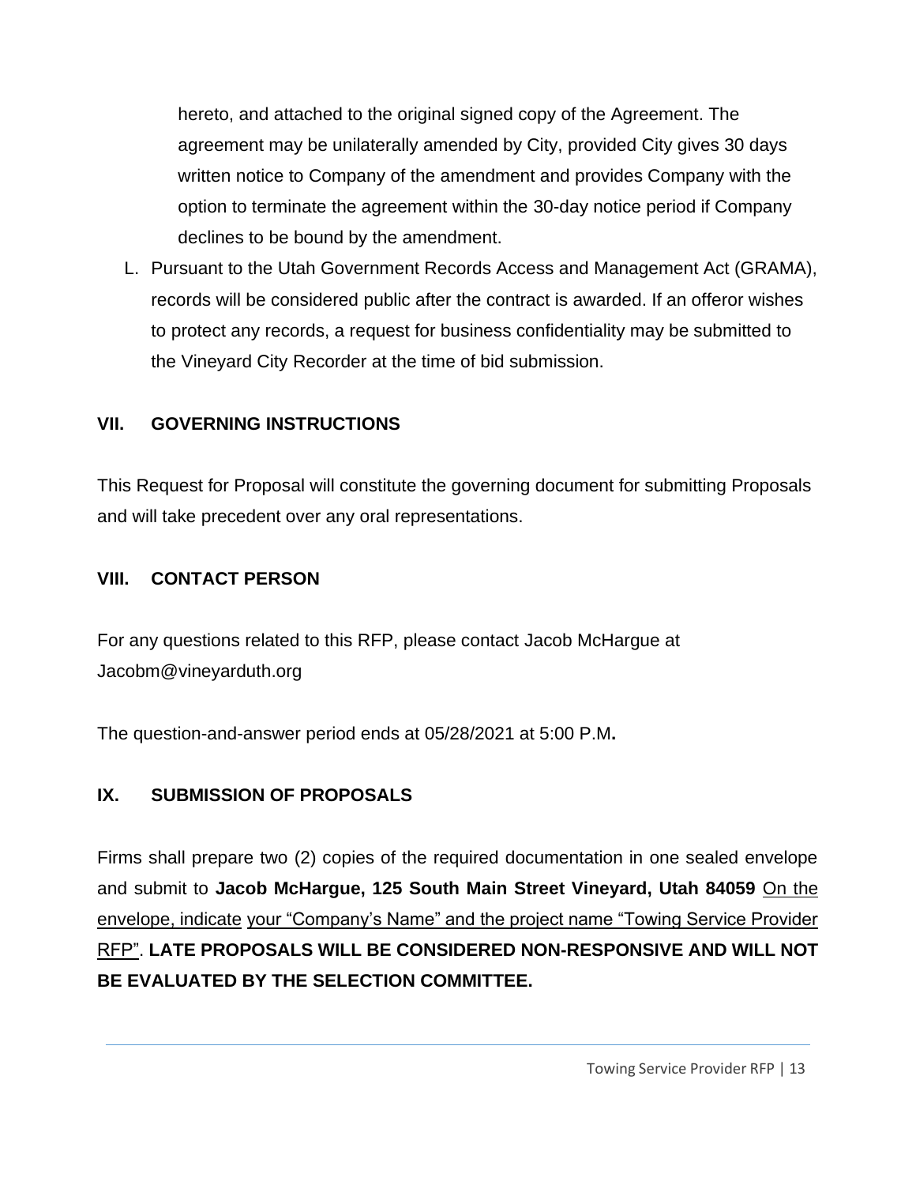hereto, and attached to the original signed copy of the Agreement. The agreement may be unilaterally amended by City, provided City gives 30 days written notice to Company of the amendment and provides Company with the option to terminate the agreement within the 30-day notice period if Company declines to be bound by the amendment.

L. Pursuant to the Utah Government Records Access and Management Act (GRAMA), records will be considered public after the contract is awarded. If an offeror wishes to protect any records, a request for business confidentiality may be submitted to the Vineyard City Recorder at the time of bid submission.

## VII. GOVERNING INSTRUCTIONS

This Request for Proposal will constitute the governing document for submitting Proposals and will take precedent over any oral representations.

## VIII. CONTACT PERSON

For any questions related to this RFP, please contact Jacob McHargue at Jacobm@vineyarduth.org

The question-and-answer period ends at 05/28/2021 at 5:00 P.M**.**

## IX. SUBMISSION OF PROPOSALS

Firms shall prepare two (2) copies of the required documentation in one sealed envelope and submit to **Jacob McHargue, 125 South Main Street Vineyard, Utah 84059** On the envelope, indicate your "Company's Name" and the project name "Towing Service Provider RFP". **LATE PROPOSALS WILL BE CONSIDERED NON-RESPONSIVE AND WILL NOT BE EVALUATED BY THE SELECTION COMMITTEE.**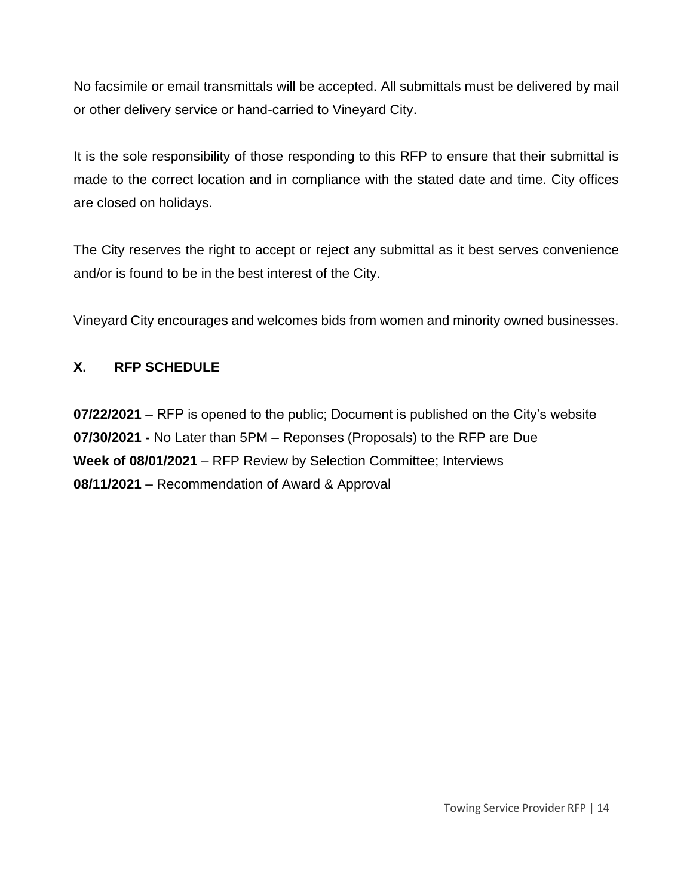No facsimile or email transmittals will be accepted. All submittals must be delivered by mail or other delivery service or hand-carried to Vineyard City.

It is the sole responsibility of those responding to this RFP to ensure that their submittal is made to the correct location and in compliance with the stated date and time. City offices are closed on holidays.

The City reserves the right to accept or reject any submittal as it best serves convenience and/or is found to be in the best interest of the City.

Vineyard City encourages and welcomes bids from women and minority owned businesses.

## X. RFP SCHEDULE

**07/22/2021** – RFP is opened to the public; Document is published on the City's website
**07/30/2021 -** No Later than 5PM – Reponses (Proposals) to the RFP are Due
**Week of 08/01/2021** – RFP Review by Selection Committee; Interviews
**08/11/2021** – Recommendation of Award & Approval